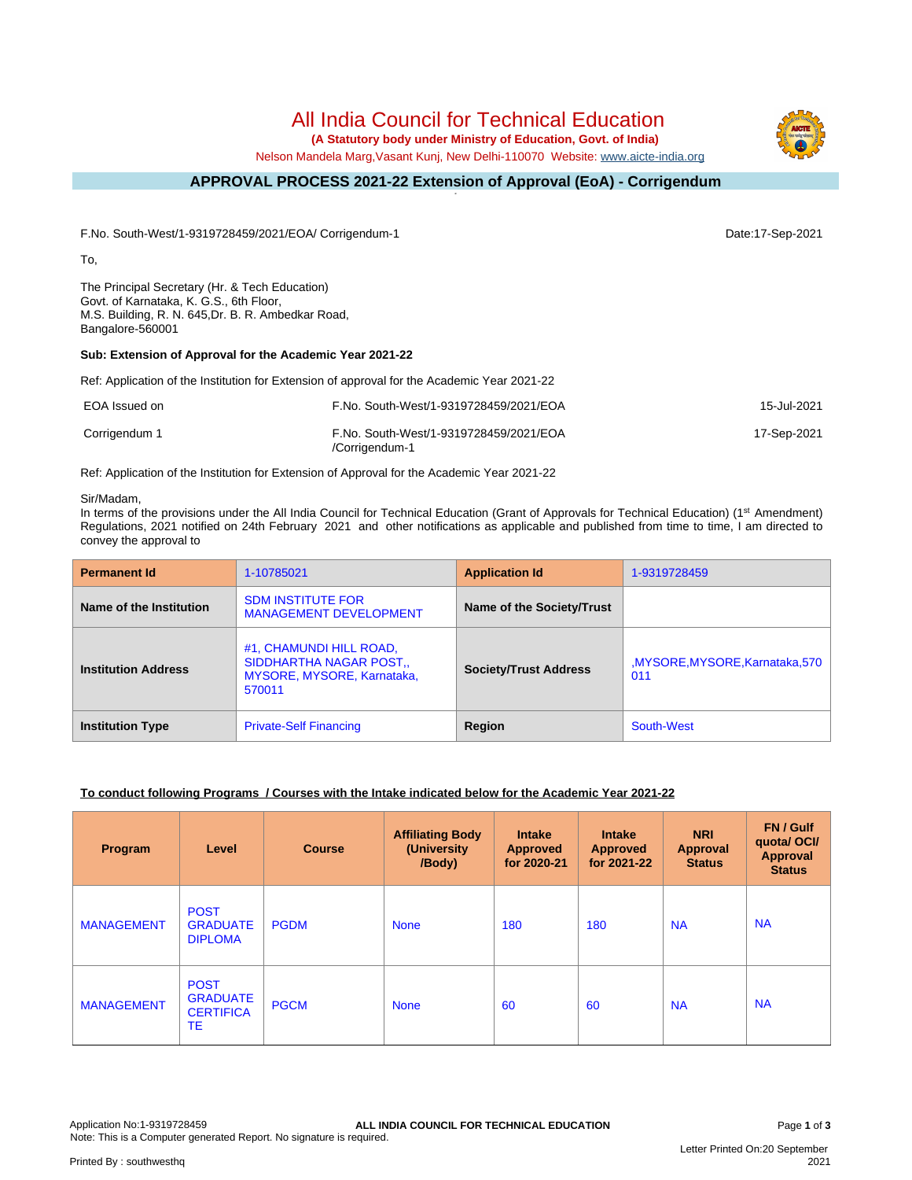# All India Council for Technical Education

**(A Statutory body under Ministry of Education, Govt. of India)**

Nelson Mandela Marg,Vasant Kunj, New Delhi-110070 Website: www.aicte-india.org

## APPROVAL PROCESS 2021-22 Extension of Approval (EoA) - Corrigendum

F.No. South-West/1-9319728459/2021/EOA/ Corrigendum-1 Date:17-Sep-2021

To,

The Principal Secretary (Hr. & Tech Education)
Govt. of Karnataka, K. G.S., 6th Floor,
M.S. Building, R. N. 645,Dr. B. R. Ambedkar Road,
Bangalore-560001

**Sub: Extension of Approval for the Academic Year 2021-22**

Ref: Application of the Institution for Extension of approval for the Academic Year 2021-22

| | | |
|---|---|---|
| EOA Issued on | F.No. South-West/1-9319728459/2021/EOA | 15-Jul-2021 |
| Corrigendum 1 | F.No. South-West/1-9319728459/2021/EOA /Corrigendum-1 | 17-Sep-2021 |

Ref: Application of the Institution for Extension of Approval for the Academic Year 2021-22

Sir/Madam,

In terms of the provisions under the All India Council for Technical Education (Grant of Approvals for Technical Education) (1st Amendment) Regulations, 2021 notified on 24th February 2021 and other notifications as applicable and published from time to time, I am directed to convey the approval to

| **Permanent Id** | 1-10785021 | **Application Id** | 1-9319728459 |
|---|---|---|---|
| **Name of the Institution** | SDM INSTITUTE FOR MANAGEMENT DEVELOPMENT | **Name of the Society/Trust** | |
| **Institution Address** | #1, CHAMUNDI HILL ROAD, SIDDHARTHA NAGAR POST,, MYSORE, MYSORE, Karnataka, 570011 | **Society/Trust Address** | ,MYSORE,MYSORE,Karnataka,570 011 |
| **Institution Type** | Private-Self Financing | **Region** | South-West |

**To conduct following Programs / Courses with the Intake indicated below for the Academic Year 2021-22**

| Program | Level | Course | Affiliating Body (University /Body) | Intake Approved for 2020-21 | Intake Approved for 2021-22 | NRI Approval Status | FN / Gulf quota/ OCI/ Approval Status |
|---|---|---|---|---|---|---|---|
| MANAGEMENT | POST GRADUATE DIPLOMA | PGDM | None | 180 | 180 | NA | NA |
| MANAGEMENT | POST GRADUATE CERTIFICATE | PGCM | None | 60 | 60 | NA | NA |

Application No:1-9319728459
Note: This is a Computer generated Report. No signature is required.
Printed By : southwesthq
Letter Printed On:20 September 2021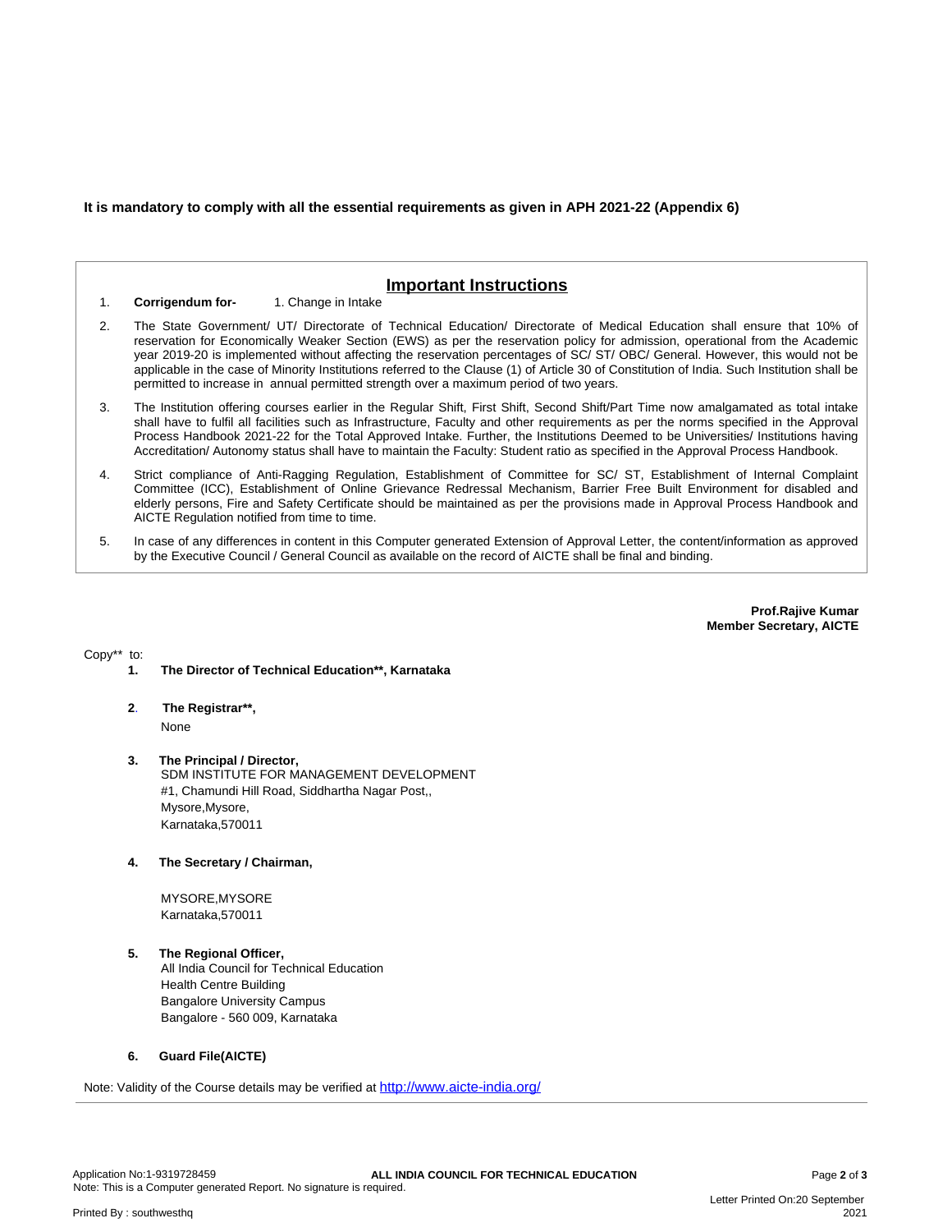**It is mandatory to comply with all the essential requirements as given in APH 2021-22 (Appendix 6)**

## Important Instructions

1. **Corrigendum for-** 1. Change in Intake
2. The State Government/ UT/ Directorate of Technical Education/ Directorate of Medical Education shall ensure that 10% of reservation for Economically Weaker Section (EWS) as per the reservation policy for admission, operational from the Academic year 2019-20 is implemented without affecting the reservation percentages of SC/ ST/ OBC/ General. However, this would not be applicable in the case of Minority Institutions referred to the Clause (1) of Article 30 of Constitution of India. Such Institution shall be permitted to increase in annual permitted strength over a maximum period of two years.
3. The Institution offering courses earlier in the Regular Shift, First Shift, Second Shift/Part Time now amalgamated as total intake shall have to fulfil all facilities such as Infrastructure, Faculty and other requirements as per the norms specified in the Approval Process Handbook 2021-22 for the Total Approved Intake. Further, the Institutions Deemed to be Universities/ Institutions having Accreditation/ Autonomy status shall have to maintain the Faculty: Student ratio as specified in the Approval Process Handbook.
4. Strict compliance of Anti-Ragging Regulation, Establishment of Committee for SC/ ST, Establishment of Internal Complaint Committee (ICC), Establishment of Online Grievance Redressal Mechanism, Barrier Free Built Environment for disabled and elderly persons, Fire and Safety Certificate should be maintained as per the provisions made in Approval Process Handbook and AICTE Regulation notified from time to time.
5. In case of any differences in content in this Computer generated Extension of Approval Letter, the content/information as approved by the Executive Council / General Council as available on the record of AICTE shall be final and binding.

**Prof.Rajive Kumar**
**Member Secretary, AICTE**

Copy** to:

1. **The Director of Technical Education**, Karnataka**

2. **The Registrar**,**
   None

3. **The Principal / Director,**
   SDM INSTITUTE FOR MANAGEMENT DEVELOPMENT
   #1, Chamundi Hill Road, Siddhartha Nagar Post,,
   Mysore,Mysore,
   Karnataka,570011

4. **The Secretary / Chairman,**

   MYSORE,MYSORE
   Karnataka,570011

5. **The Regional Officer,**
   All India Council for Technical Education
   Health Centre Building
   Bangalore University Campus
   Bangalore - 560 009, Karnataka

6. **Guard File(AICTE)**

Note: Validity of the Course details may be verified at http://www.aicte-india.org/

Application No:1-9319728459 **ALL INDIA COUNCIL FOR TECHNICAL EDUCATION**
Note: This is a Computer generated Report. No signature is required.

Letter Printed On:20 September 2021

Printed By : southwesthq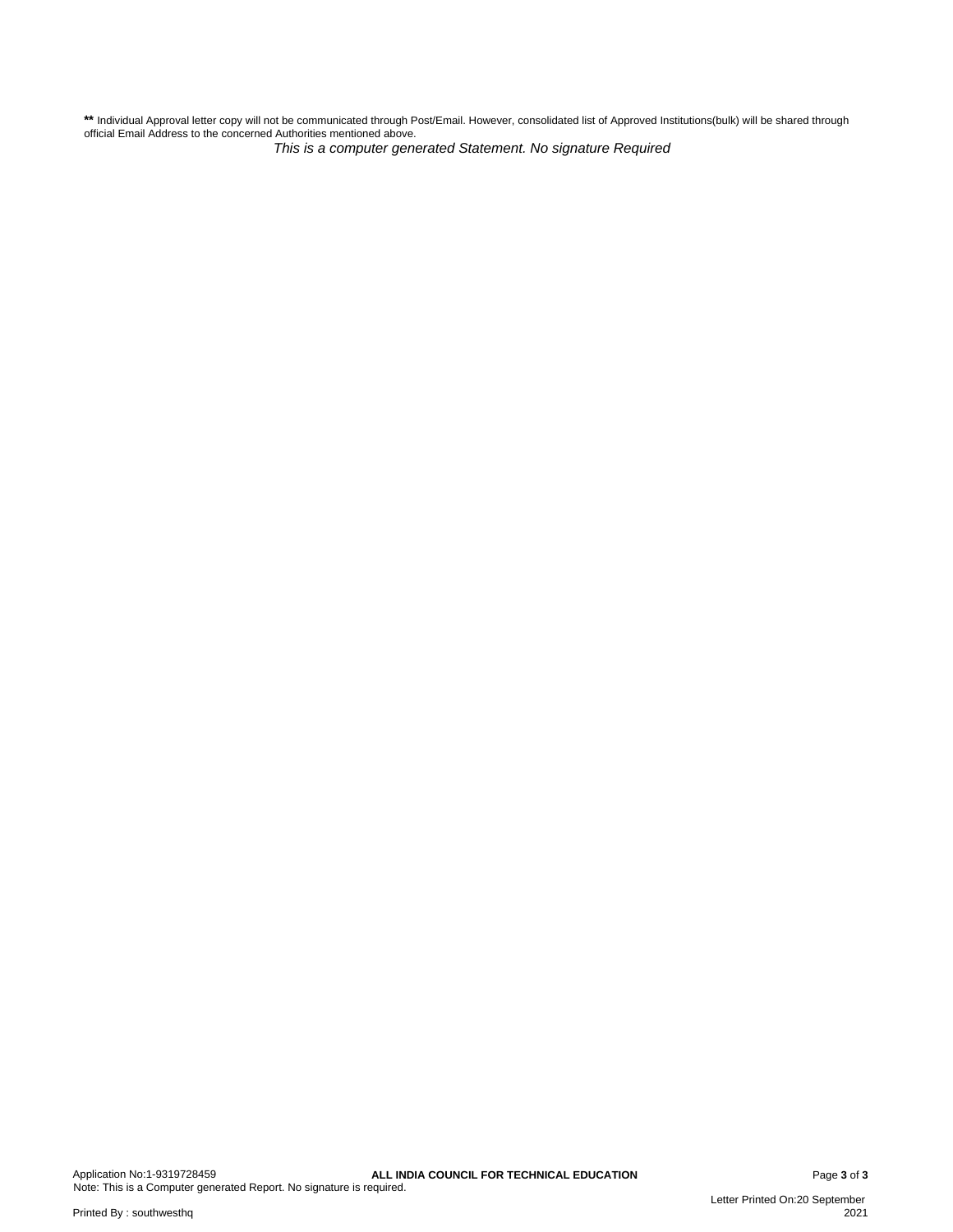**\*\*** Individual Approval letter copy will not be communicated through Post/Email. However, consolidated list of Approved Institutions(bulk) will be shared through official Email Address to the concerned Authorities mentioned above.

*This is a computer generated Statement. No signature Required*